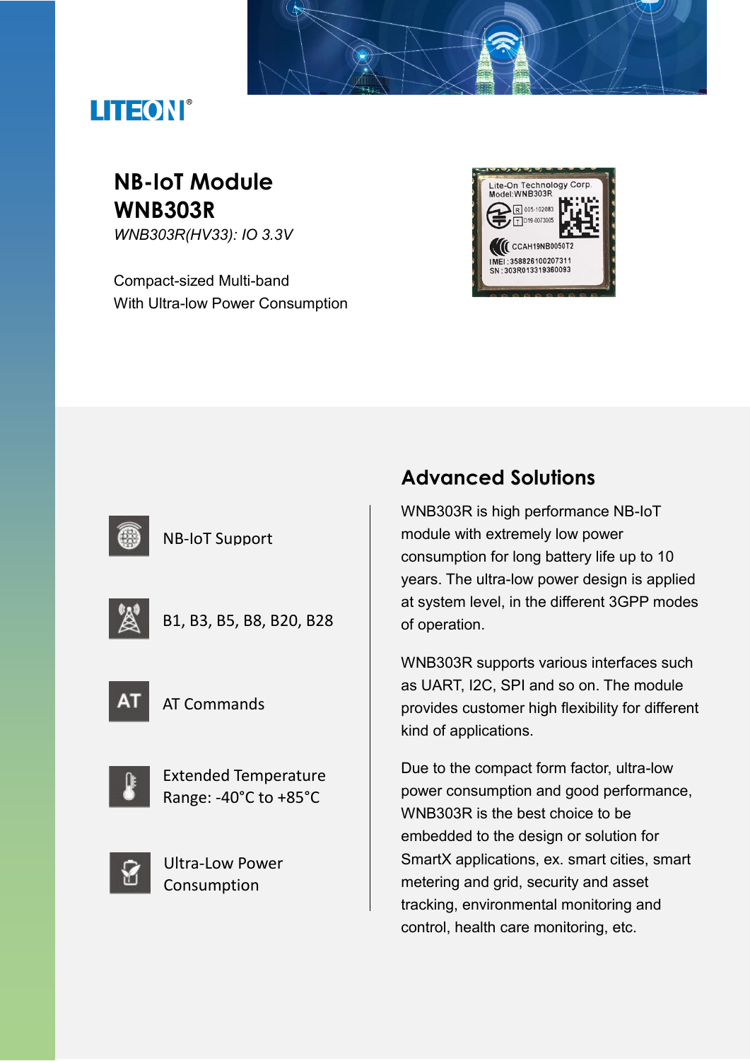LITEON

# NB-IoT Module WNB303R

*WNB303R(HV33): IO 3.3V*

Compact-sized Multi-band
With Ultra-low Power Consumption

- NB-IoT Support
- B1, B3, B5, B8, B20, B28
- AT Commands
- Extended Temperature Range: -40°C to +85°C
- Ultra-Low Power Consumption

## Advanced Solutions

WNB303R is high performance NB-IoT module with extremely low power consumption for long battery life up to 10 years. The ultra-low power design is applied at system level, in the different 3GPP modes of operation.

WNB303R supports various interfaces such as UART, I2C, SPI and so on. The module provides customer high flexibility for different kind of applications.

Due to the compact form factor, ultra-low power consumption and good performance, WNB303R is the best choice to be embedded to the design or solution for SmartX applications, ex. smart cities, smart metering and grid, security and asset tracking, environmental monitoring and control, health care monitoring, etc.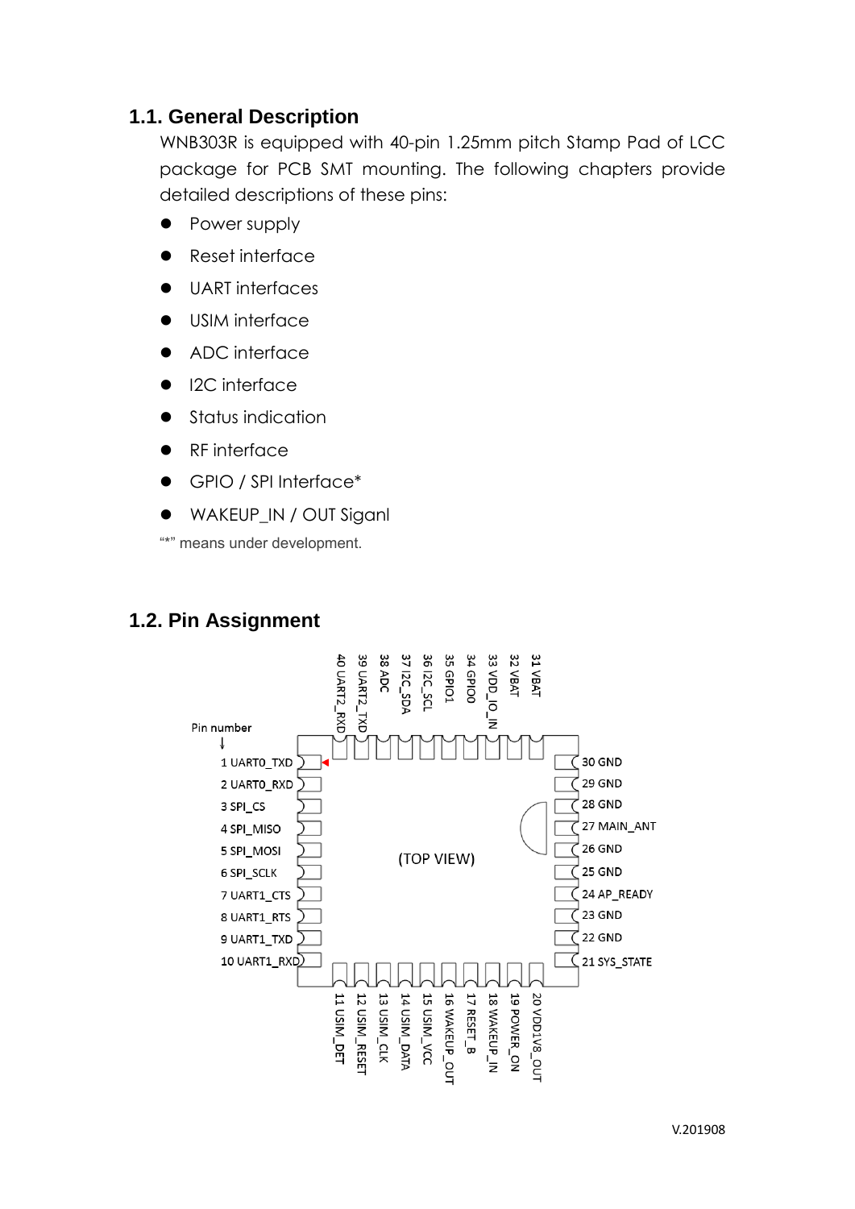## 1.1. General Description

WNB303R is equipped with 40-pin 1.25mm pitch Stamp Pad of LCC package for PCB SMT mounting. The following chapters provide detailed descriptions of these pins:

- Power supply
- Reset interface
- UART interfaces
- USIM interface
- ADC interface
- I2C interface
- Status indication
- RF interface
- GPIO / SPI Interface*
- WAKEUP_IN / OUT Siganl

"*" means under development.

## 1.2. Pin Assignment

Pin number

(TOP VIEW)

1 UART0_TXD
2 UART0_RXD
3 SPI_CS
4 SPI_MISO
5 SPI_MOSI
6 SPI_SCLK
7 UART1_CTS
8 UART1_RTS
9 UART1_TXD
10 UART1_RXD
11 USIM_DET
12 USIM_RESET
13 USIM_CLK
14 USIM_DATA
15 USIM_VCC
16 WAKEUP_OUT
17 RESET_B
18 WAKEUP_IN
19 POWER_ON
20 VDD1V8_OUT
21 SYS_STATE
22 GND
23 GND
24 AP_READY
25 GND
26 GND
27 MAIN_ANT
28 GND
29 GND
30 GND
31 VBAT
32 VBAT
33 VDD_IO_IN
34 GPIO0
35 GPIO1
36 I2C_SCL
37 I2C_SDA
38 ADC
39 UART2_TXD
40 UART2_RXD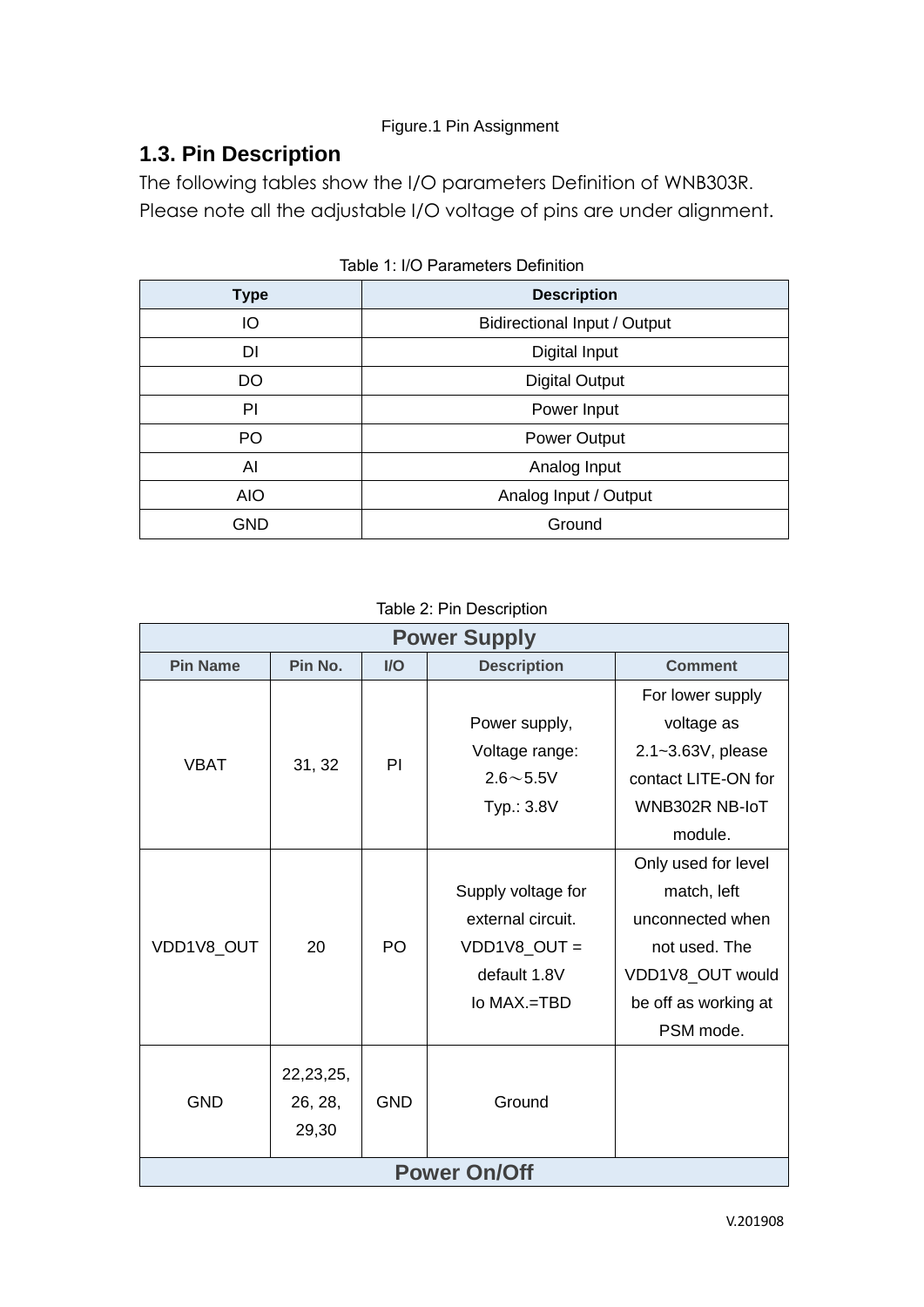Figure.1 Pin Assignment

## 1.3. Pin Description

The following tables show the I/O parameters Definition of WNB303R. Please note all the adjustable I/O voltage of pins are under alignment.

Table 1: I/O Parameters Definition

| Type | Description |
|---|---|
| IO | Bidirectional Input / Output |
| DI | Digital Input |
| DO | Digital Output |
| PI | Power Input |
| PO | Power Output |
| AI | Analog Input |
| AIO | Analog Input / Output |
| GND | Ground |

Table 2: Pin Description

| Power Supply | | | | |
|---|---|---|---|---|
| **Pin Name** | **Pin No.** | **I/O** | **Description** | **Comment** |
| VBAT | 31, 32 | PI | Power supply, Voltage range: 2.6～5.5V Typ.: 3.8V | For lower supply voltage as 2.1~3.63V, please contact LITE-ON for WNB302R NB-IoT module. |
| VDD1V8_OUT | 20 | PO | Supply voltage for external circuit. VDD1V8_OUT = default 1.8V Io MAX.=TBD | Only used for level match, left unconnected when not used. The VDD1V8_OUT would be off as working at PSM mode. |
| GND | 22,23,25, 26, 28, 29,30 | GND | Ground | |
| **Power On/Off** | | | | |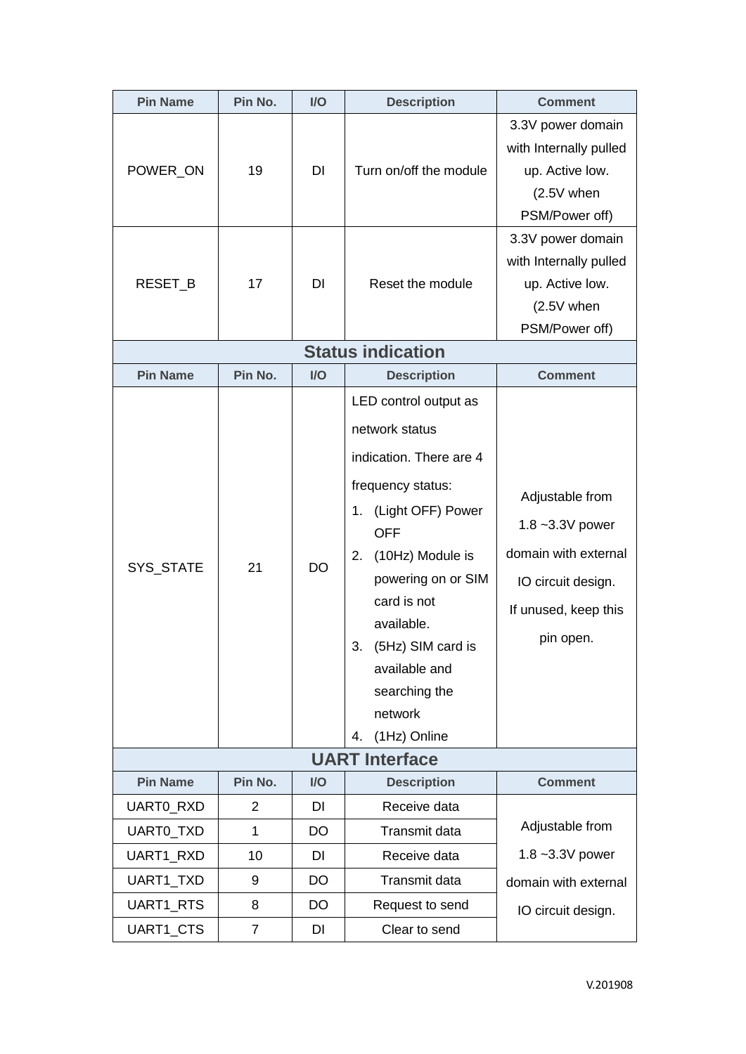| Pin Name | Pin No. | I/O | Description | Comment |
|---|---|---|---|---|
| POWER_ON | 19 | DI | Turn on/off the module | 3.3V power domain with Internally pulled up. Active low. (2.5V when PSM/Power off) |
| RESET_B | 17 | DI | Reset the module | 3.3V power domain with Internally pulled up. Active low. (2.5V when PSM/Power off) |

**Status indication**

| Pin Name | Pin No. | I/O | Description | Comment |
|---|---|---|---|---|
| SYS_STATE | 21 | DO | LED control output as network status indication. There are 4 frequency status: 1. (Light OFF) Power OFF 2. (10Hz) Module is powering on or SIM card is not available. 3. (5Hz) SIM card is available and searching the network 4. (1Hz) Online | Adjustable from 1.8 ~3.3V power domain with external IO circuit design. If unused, keep this pin open. |

**UART Interface**

| Pin Name | Pin No. | I/O | Description | Comment |
|---|---|---|---|---|
| UART0_RXD | 2 | DI | Receive data | Adjustable from 1.8 ~3.3V power domain with external IO circuit design. |
| UART0_TXD | 1 | DO | Transmit data | |
| UART1_RXD | 10 | DI | Receive data | |
| UART1_TXD | 9 | DO | Transmit data | |
| UART1_RTS | 8 | DO | Request to send | |
| UART1_CTS | 7 | DI | Clear to send | |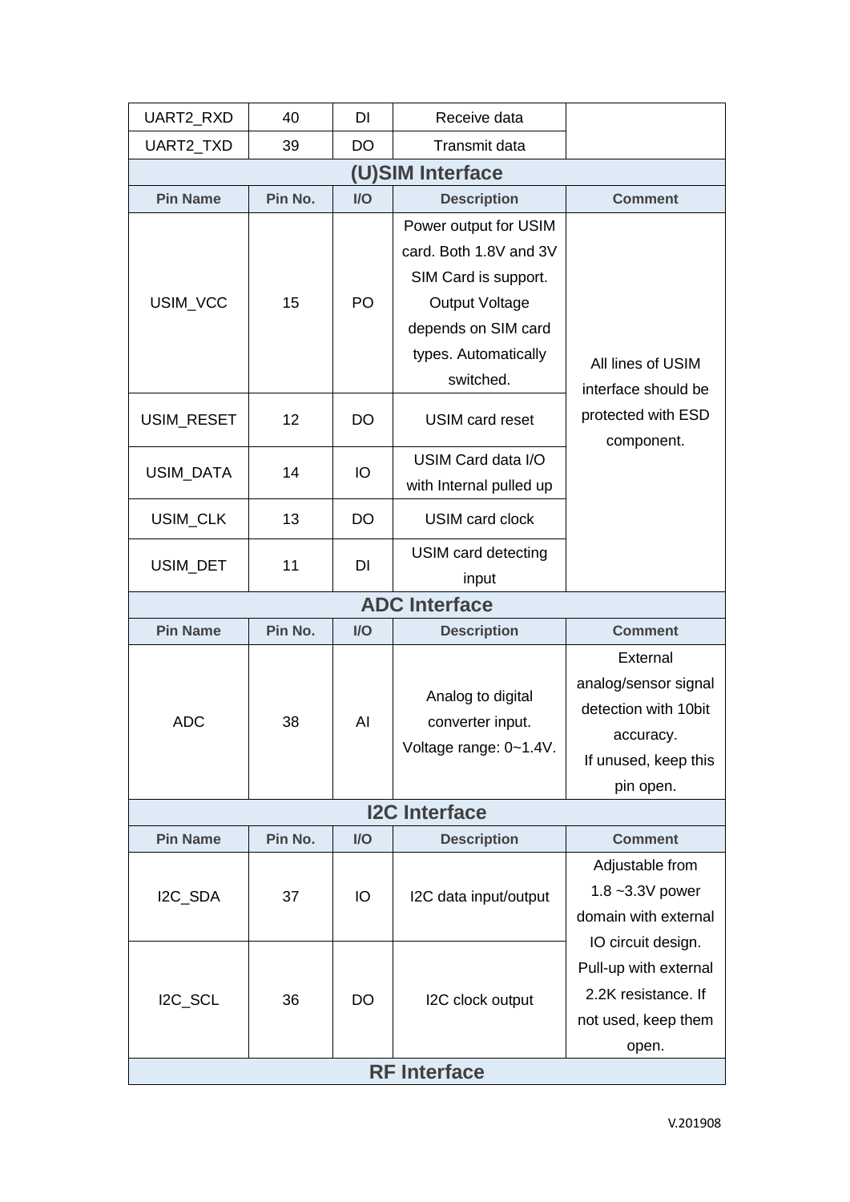| Pin Name | Pin No. | I/O | Description | Comment |
|---|---|---|---|---|
| UART2_RXD | 40 | DI | Receive data | |
| UART2_TXD | 39 | DO | Transmit data | |

## (U)SIM Interface

| Pin Name | Pin No. | I/O | Description | Comment |
|---|---|---|---|---|
| USIM_VCC | 15 | PO | Power output for USIM card. Both 1.8V and 3V SIM Card is support. Output Voltage depends on SIM card types. Automatically switched. | All lines of USIM interface should be protected with ESD component. |
| USIM_RESET | 12 | DO | USIM card reset | |
| USIM_DATA | 14 | IO | USIM Card data I/O with Internal pulled up | |
| USIM_CLK | 13 | DO | USIM card clock | |
| USIM_DET | 11 | DI | USIM card detecting input | |

## ADC Interface

| Pin Name | Pin No. | I/O | Description | Comment |
|---|---|---|---|---|
| ADC | 38 | AI | Analog to digital converter input. Voltage range: 0~1.4V. | External analog/sensor signal detection with 10bit accuracy. If unused, keep this pin open. |

## I2C Interface

| Pin Name | Pin No. | I/O | Description | Comment |
|---|---|---|---|---|
| I2C_SDA | 37 | IO | I2C data input/output | Adjustable from 1.8 ~3.3V power domain with external IO circuit design. Pull-up with external 2.2K resistance. If not used, keep them open. |
| I2C_SCL | 36 | DO | I2C clock output | |

## RF Interface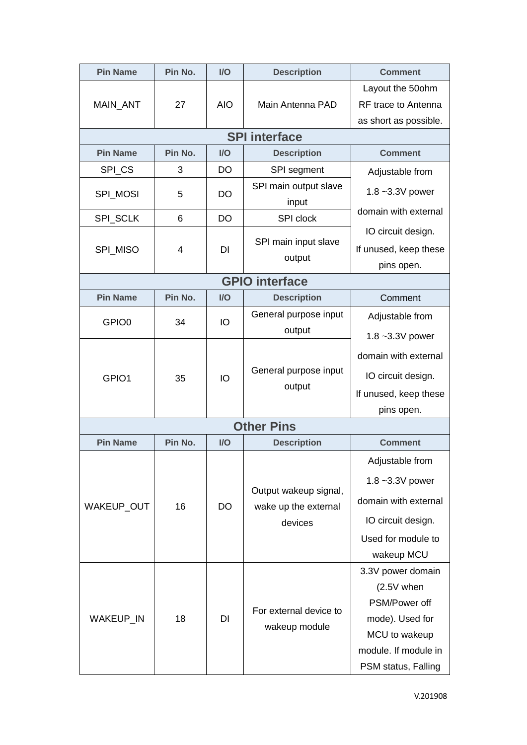| Pin Name | Pin No. | I/O | Description | Comment |
|---|---|---|---|---|
| MAIN_ANT | 27 | AIO | Main Antenna PAD | Layout the 50ohm RF trace to Antenna as short as possible. |
| **SPI interface** | | | | |
| **Pin Name** | **Pin No.** | **I/O** | **Description** | **Comment** |
| SPI_CS | 3 | DO | SPI segment | Adjustable from 1.8 ~3.3V power domain with external IO circuit design. If unused, keep these pins open. |
| SPI_MOSI | 5 | DO | SPI main output slave input | |
| SPI_SCLK | 6 | DO | SPI clock | |
| SPI_MISO | 4 | DI | SPI main input slave output | |
| **GPIO interface** | | | | |
| **Pin Name** | **Pin No.** | **I/O** | **Description** | **Comment** |
| GPIO0 | 34 | IO | General purpose input output | Adjustable from 1.8 ~3.3V power domain with external IO circuit design. If unused, keep these pins open. |
| GPIO1 | 35 | IO | General purpose input output | |
| **Other Pins** | | | | |
| **Pin Name** | **Pin No.** | **I/O** | **Description** | **Comment** |
| WAKEUP_OUT | 16 | DO | Output wakeup signal, wake up the external devices | Adjustable from 1.8 ~3.3V power domain with external IO circuit design. Used for module to wakeup MCU |
| WAKEUP_IN | 18 | DI | For external device to wakeup module | 3.3V power domain (2.5V when PSM/Power off mode). Used for MCU to wakeup module. If module in PSM status, Falling |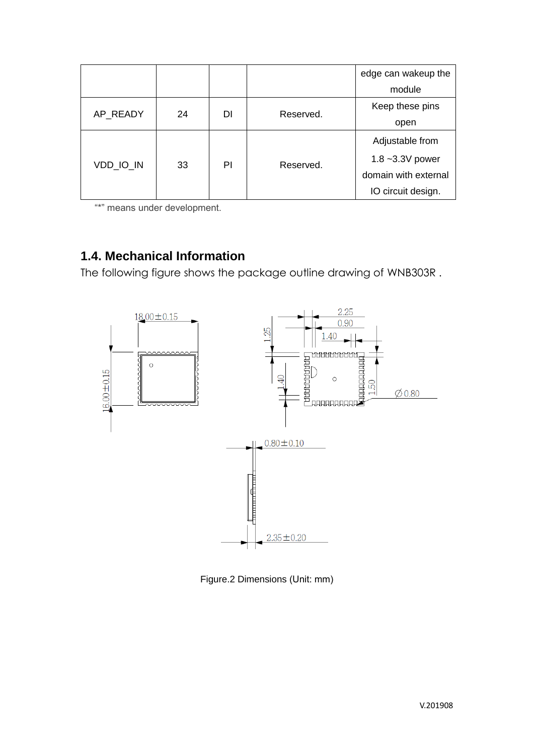|  |  |  |  | edge can wakeup the module |
| --- | --- | --- | --- | --- |
| AP_READY | 24 | DI | Reserved. | Keep these pins open |
| VDD_IO_IN | 33 | PI | Reserved. | Adjustable from 1.8 ~3.3V power domain with external IO circuit design. |

"*" means under development.

## 1.4. Mechanical Information

The following figure shows the package outline drawing of WNB303R .

Figure.2 Dimensions (Unit: mm)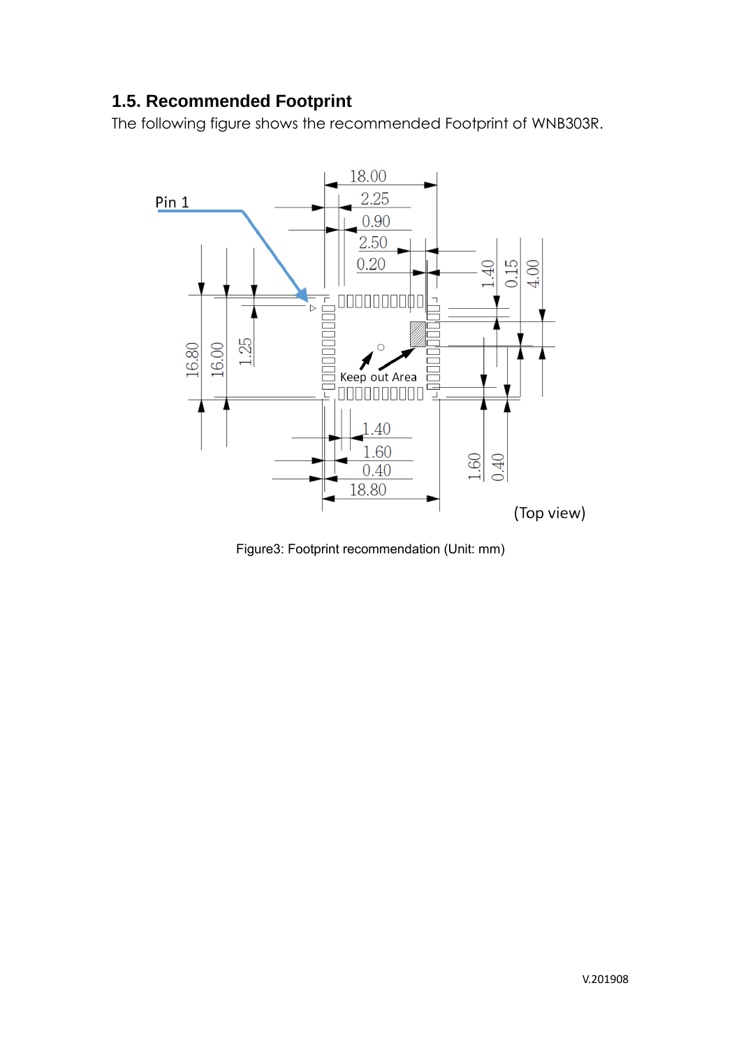## 1.5. Recommended Footprint

The following figure shows the recommended Footprint of WNB303R.

Figure3: Footprint recommendation (Unit: mm)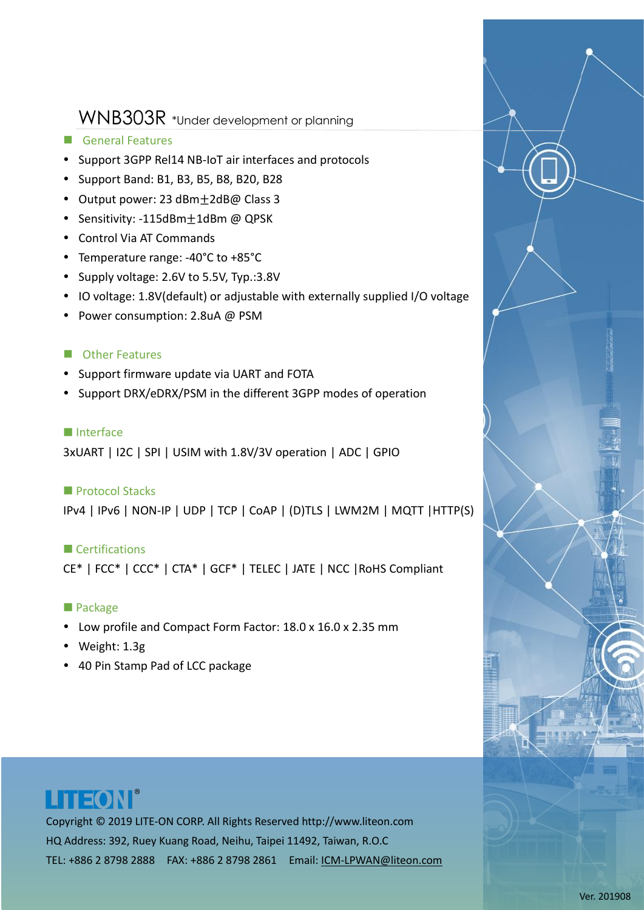# WNB303R *Under development or planning

## General Features

- Support 3GPP Rel14 NB-IoT air interfaces and protocols
- Support Band: B1, B3, B5, B8, B20, B28
- Output power: 23 dBm±2dB@ Class 3
- Sensitivity: -115dBm±1dBm @ QPSK
- Control Via AT Commands
- Temperature range: -40°C to +85°C
- Supply voltage: 2.6V to 5.5V, Typ.:3.8V
- IO voltage: 1.8V(default) or adjustable with externally supplied I/O voltage
- Power consumption: 2.8uA @ PSM

## Other Features

- Support firmware update via UART and FOTA
- Support DRX/eDRX/PSM in the different 3GPP modes of operation

## Interface

3xUART | I2C | SPI | USIM with 1.8V/3V operation | ADC | GPIO

## Protocol Stacks

IPv4 | IPv6 | NON-IP | UDP | TCP | CoAP | (D)TLS | LWM2M | MQTT |HTTP(S)

## Certifications

CE* | FCC* | CCC* | CTA* | GCF* | TELEC | JATE | NCC |RoHS Compliant

## Package

- Low profile and Compact Form Factor: 18.0 x 16.0 x 2.35 mm
- Weight: 1.3g
- 40 Pin Stamp Pad of LCC package

LITEON®

Copyright © 2019 LITE-ON CORP. All Rights Reserved http://www.liteon.com

HQ Address: 392, Ruey Kuang Road, Neihu, Taipei 11492, Taiwan, R.O.C

TEL: +886 2 8798 2888 FAX: +886 2 8798 2861 Email: ICM-LPWAN@liteon.com

Ver. 201908